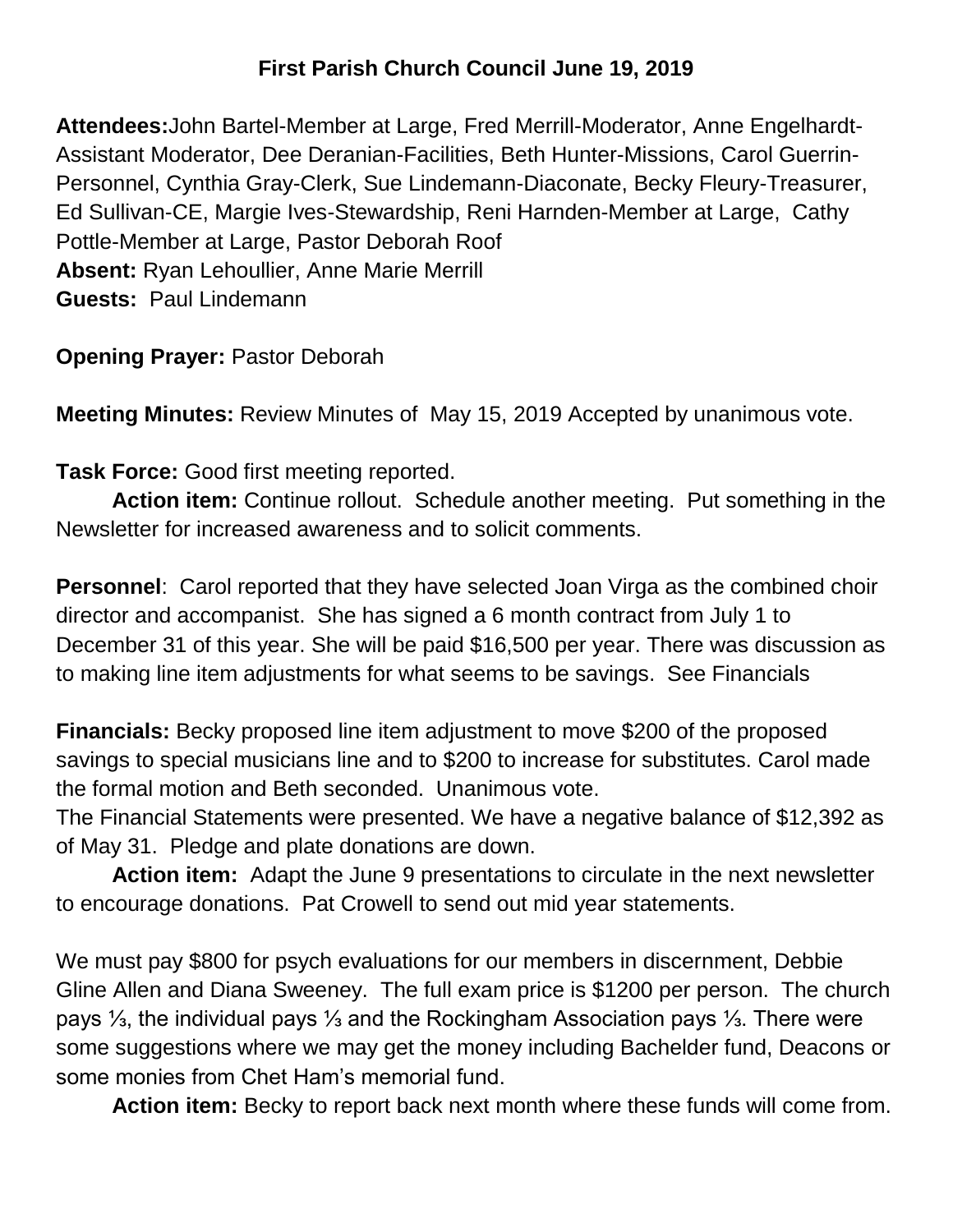# First Parish Church Council June 19, 2019

**Attendees:** John Bartel-Member at Large, Fred Merrill-Moderator, Anne Engelhardt-Assistant Moderator, Dee Deranian-Facilities, Beth Hunter-Missions, Carol Guerrin-Personnel, Cynthia Gray-Clerk, Sue Lindemann-Diaconate, Becky Fleury-Treasurer, Ed Sullivan-CE, Margie Ives-Stewardship, Reni Harnden-Member at Large, Cathy Pottle-Member at Large, Pastor Deborah Roof
**Absent:** Ryan Lehoullier, Anne Marie Merrill
**Guests:** Paul Lindemann

**Opening Prayer:** Pastor Deborah

**Meeting Minutes:** Review Minutes of May 15, 2019 Accepted by unanimous vote.

**Task Force:** Good first meeting reported.

**Action item:** Continue rollout. Schedule another meeting. Put something in the Newsletter for increased awareness and to solicit comments.

**Personnel**: Carol reported that they have selected Joan Virga as the combined choir director and accompanist. She has signed a 6 month contract from July 1 to December 31 of this year. She will be paid $16,500 per year. There was discussion as to making line item adjustments for what seems to be savings. See Financials

**Financials:** Becky proposed line item adjustment to move $200 of the proposed savings to special musicians line and to $200 to increase for substitutes. Carol made the formal motion and Beth seconded. Unanimous vote.
The Financial Statements were presented. We have a negative balance of $12,392 as of May 31. Pledge and plate donations are down.

**Action item:** Adapt the June 9 presentations to circulate in the next newsletter to encourage donations. Pat Crowell to send out mid year statements.

We must pay $800 for psych evaluations for our members in discernment, Debbie Gline Allen and Diana Sweeney. The full exam price is $1200 per person. The church pays ⅓, the individual pays ⅓ and the Rockingham Association pays ⅓. There were some suggestions where we may get the money including Bachelder fund, Deacons or some monies from Chet Ham's memorial fund.

**Action item:** Becky to report back next month where these funds will come from.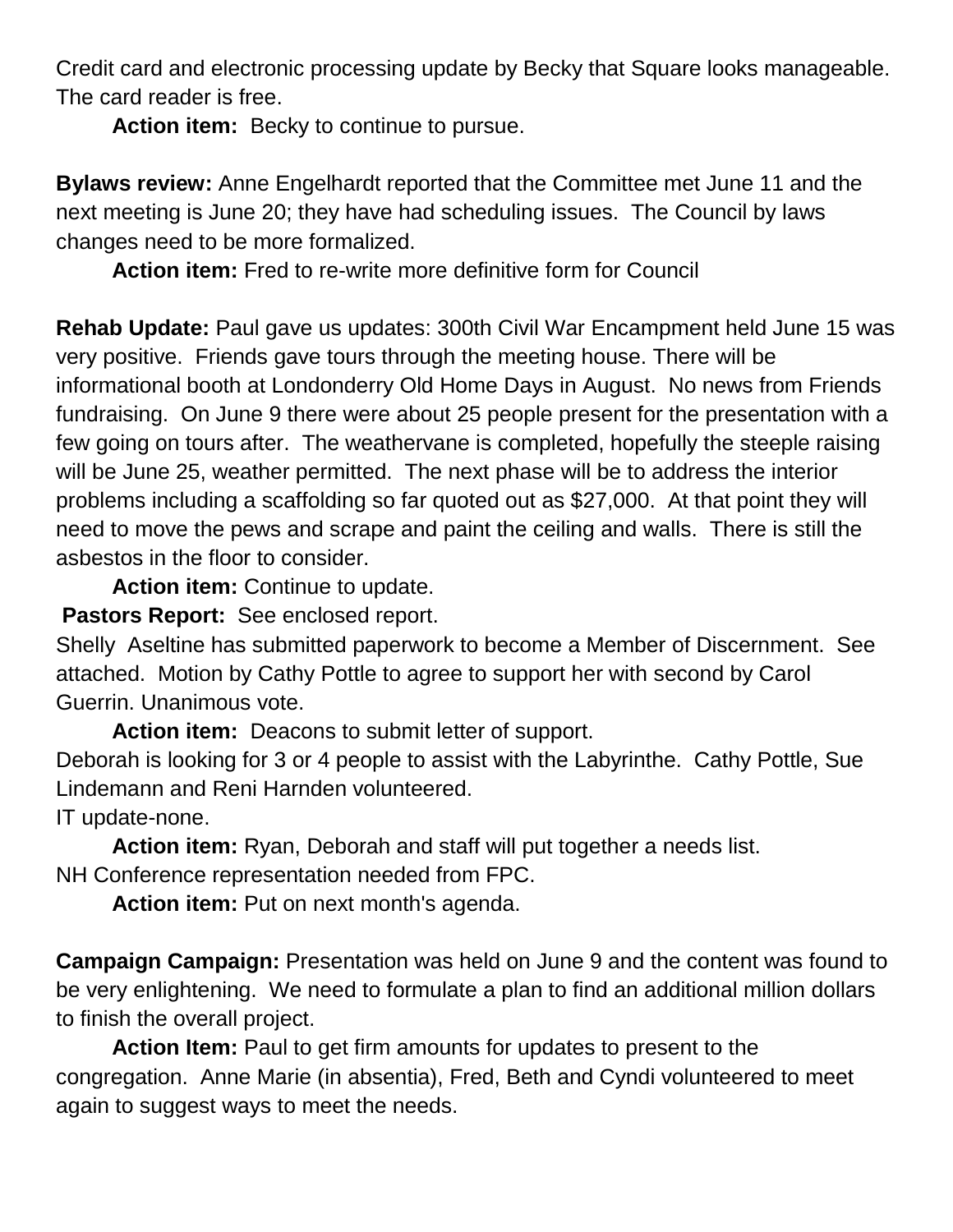Credit card and electronic processing update by Becky that Square looks manageable. The card reader is free.

**Action item:** Becky to continue to pursue.

**Bylaws review:** Anne Engelhardt reported that the Committee met June 11 and the next meeting is June 20; they have had scheduling issues. The Council by laws changes need to be more formalized.

**Action item:** Fred to re-write more definitive form for Council

**Rehab Update:** Paul gave us updates: 300th Civil War Encampment held June 15 was very positive. Friends gave tours through the meeting house. There will be informational booth at Londonderry Old Home Days in August. No news from Friends fundraising. On June 9 there were about 25 people present for the presentation with a few going on tours after. The weathervane is completed, hopefully the steeple raising will be June 25, weather permitted. The next phase will be to address the interior problems including a scaffolding so far quoted out as $27,000. At that point they will need to move the pews and scrape and paint the ceiling and walls. There is still the asbestos in the floor to consider.

**Action item:** Continue to update.

**Pastors Report:** See enclosed report.

Shelly Aseltine has submitted paperwork to become a Member of Discernment. See attached. Motion by Cathy Pottle to agree to support her with second by Carol Guerrin. Unanimous vote.

**Action item:** Deacons to submit letter of support.

Deborah is looking for 3 or 4 people to assist with the Labyrinthe. Cathy Pottle, Sue Lindemann and Reni Harnden volunteered.

IT update-none.

**Action item:** Ryan, Deborah and staff will put together a needs list.

NH Conference representation needed from FPC.

**Action item:** Put on next month's agenda.

**Campaign Campaign:** Presentation was held on June 9 and the content was found to be very enlightening. We need to formulate a plan to find an additional million dollars to finish the overall project.

**Action Item:** Paul to get firm amounts for updates to present to the congregation. Anne Marie (in absentia), Fred, Beth and Cyndi volunteered to meet again to suggest ways to meet the needs.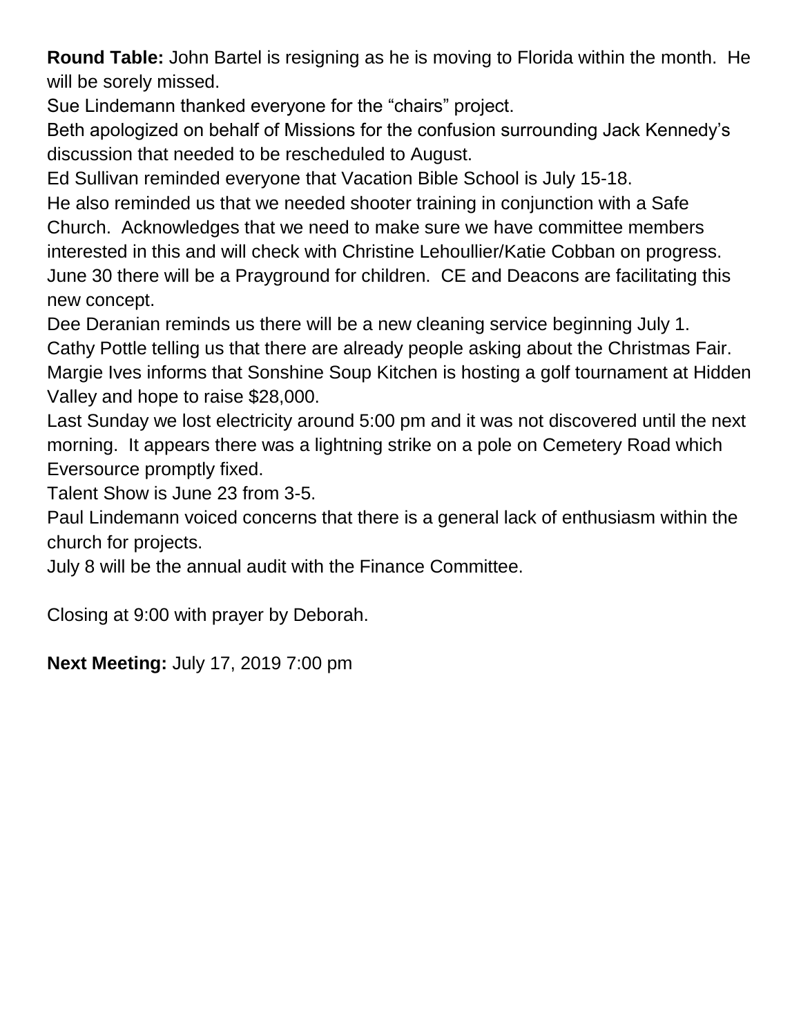**Round Table:** John Bartel is resigning as he is moving to Florida within the month. He will be sorely missed.

Sue Lindemann thanked everyone for the "chairs" project.

Beth apologized on behalf of Missions for the confusion surrounding Jack Kennedy's discussion that needed to be rescheduled to August.

Ed Sullivan reminded everyone that Vacation Bible School is July 15-18.

He also reminded us that we needed shooter training in conjunction with a Safe Church. Acknowledges that we need to make sure we have committee members interested in this and will check with Christine Lehoullier/Katie Cobban on progress.

June 30 there will be a Prayground for children. CE and Deacons are facilitating this new concept.

Dee Deranian reminds us there will be a new cleaning service beginning July 1.

Cathy Pottle telling us that there are already people asking about the Christmas Fair.

Margie Ives informs that Sonshine Soup Kitchen is hosting a golf tournament at Hidden Valley and hope to raise $28,000.

Last Sunday we lost electricity around 5:00 pm and it was not discovered until the next morning. It appears there was a lightning strike on a pole on Cemetery Road which Eversource promptly fixed.

Talent Show is June 23 from 3-5.

Paul Lindemann voiced concerns that there is a general lack of enthusiasm within the church for projects.

July 8 will be the annual audit with the Finance Committee.

Closing at 9:00 with prayer by Deborah.

**Next Meeting:** July 17, 2019 7:00 pm